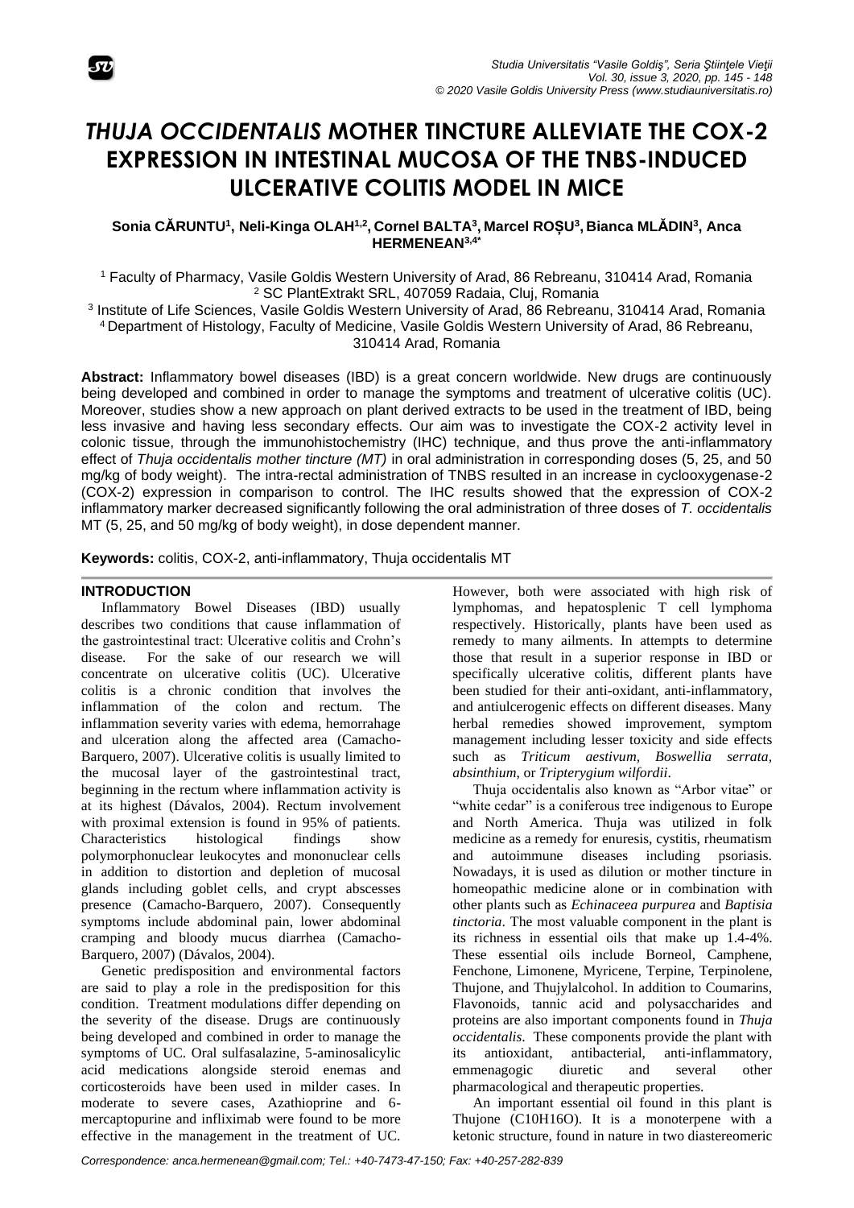# *THUJA OCCIDENTALIS* MOTHER TINCTURE ALLEVIATE THE COX-2 EXPRESSION IN INTESTINAL MUCOSA OF THE TNBS-INDUCED ULCERATIVE COLITIS MODEL IN MICE

**Sonia CĂRUNTU[1], Neli-Kinga OLAH[1,2], Cornel BALTA[3], Marcel ROȘU[3], Bianca MLĂDIN[3], Anca HERMENEAN[3,4*]**

[1] Faculty of Pharmacy, Vasile Goldis Western University of Arad, 86 Rebreanu, 310414 Arad, Romania
[2] SC PlantExtrakt SRL, 407059 Radaia, Cluj, Romania
[3] Institute of Life Sciences, Vasile Goldis Western University of Arad, 86 Rebreanu, 310414 Arad, Romania
[4] Department of Histology, Faculty of Medicine, Vasile Goldis Western University of Arad, 86 Rebreanu, 310414 Arad, Romania

**Abstract:** Inflammatory bowel diseases (IBD) is a great concern worldwide. New drugs are continuously being developed and combined in order to manage the symptoms and treatment of ulcerative colitis (UC). Moreover, studies show a new approach on plant derived extracts to be used in the treatment of IBD, being less invasive and having less secondary effects. Our aim was to investigate the COX-2 activity level in colonic tissue, through the immunohistochemistry (IHC) technique, and thus prove the anti-inflammatory effect of *Thuja occidentalis mother tincture (MT)* in oral administration in corresponding doses (5, 25, and 50 mg/kg of body weight). The intra-rectal administration of TNBS resulted in an increase in cyclooxygenase-2 (COX-2) expression in comparison to control. The IHC results showed that the expression of COX-2 inflammatory marker decreased significantly following the oral administration of three doses of *T. occidentalis* MT (5, 25, and 50 mg/kg of body weight), in dose dependent manner.

**Keywords:** colitis, COX-2, anti-inflammatory, Thuja occidentalis MT

## INTRODUCTION

Inflammatory Bowel Diseases (IBD) usually describes two conditions that cause inflammation of the gastrointestinal tract: Ulcerative colitis and Crohn's disease. For the sake of our research we will concentrate on ulcerative colitis (UC). Ulcerative colitis is a chronic condition that involves the inflammation of the colon and rectum. The inflammation severity varies with edema, hemorrhage and ulceration along the affected area (Camacho-Barquero, 2007). Ulcerative colitis is usually limited to the mucosal layer of the gastrointestinal tract, beginning in the rectum where inflammation activity is at its highest (Dávalos, 2004). Rectum involvement with proximal extension is found in 95% of patients. Characteristics histological findings show polymorphonuclear leukocytes and mononuclear cells in addition to distortion and depletion of mucosal glands including goblet cells, and crypt abscesses presence (Camacho-Barquero, 2007). Consequently symptoms include abdominal pain, lower abdominal cramping and bloody mucus diarrhea (Camacho-Barquero, 2007) (Dávalos, 2004).

Genetic predisposition and environmental factors are said to play a role in the predisposition for this condition. Treatment modulations differ depending on the severity of the disease. Drugs are continuously being developed and combined in order to manage the symptoms of UC. Oral sulfasalazine, 5-aminosalicylic acid medications alongside steroid enemas and corticosteroids have been used in milder cases. In moderate to severe cases, Azathioprine and 6-mercaptopurine and infliximab were found to be more effective in the management in the treatment of UC. However, both were associated with high risk of lymphomas, and hepatosplenic T cell lymphoma respectively. Historically, plants have been used as remedy to many ailments. In attempts to determine those that result in a superior response in IBD or specifically ulcerative colitis, different plants have been studied for their anti-oxidant, anti-inflammatory, and antiulcerogenic effects on different diseases. Many herbal remedies showed improvement, symptom management including lesser toxicity and side effects such as *Triticum aestivum, Boswellia serrata, absinthium,* or *Tripterygium wilfordii*.

Thuja occidentalis also known as "Arbor vitae" or "white cedar" is a coniferous tree indigenous to Europe and North America. Thuja was utilized in folk medicine as a remedy for enuresis, cystitis, rheumatism and autoimmune diseases including psoriasis. Nowadays, it is used as dilution or mother tincture in homeopathic medicine alone or in combination with other plants such as *Echinaceea purpurea* and *Baptisia tinctoria*. The most valuable component in the plant is its richness in essential oils that make up 1.4-4%. These essential oils include Borneol, Camphene, Fenchone, Limonene, Myricene, Terpine, Terpinolene, Thujone, and Thujylalcohol. In addition to Coumarins, Flavonoids, tannic acid and polysaccharides and proteins are also important components found in *Thuja occidentalis.* These components provide the plant with its antioxidant, antibacterial, anti-inflammatory, emmenagogic diuretic and several other pharmacological and therapeutic properties.

An important essential oil found in this plant is Thujone ($C_{10}H_{16}O$). It is a monoterpene with a ketonic structure, found in nature in two diastereomeric

*Correspondence: anca.hermenean@gmail.com; Tel.: +40-7473-47-150; Fax: +40-257-282-839*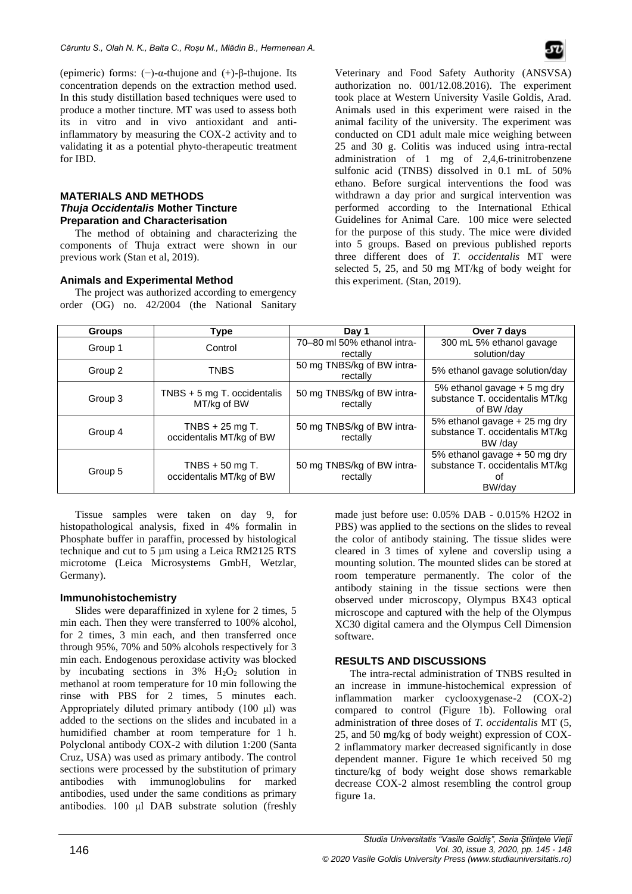(epimeric) forms: (−)-α-thujone and (+)-β-thujone. Its concentration depends on the extraction method used. In this study distillation based techniques were used to produce a mother tincture. MT was used to assess both its in vitro and in vivo antioxidant and anti-inflammatory by measuring the COX-2 activity and to validating it as a potential phyto-therapeutic treatment for IBD.

## MATERIALS AND METHODS

### *Thuja Occidentalis* Mother Tincture Preparation and Characterisation

The method of obtaining and characterizing the components of Thuja extract were shown in our previous work (Stan et al, 2019).

### Animals and Experimental Method

The project was authorized according to emergency order (OG) no. 42/2004 (the National Sanitary Veterinary and Food Safety Authority (ANSVSA) authorization no. 001/12.08.2016). The experiment took place at Western University Vasile Goldis, Arad. Animals used in this experiment were raised in the animal facility of the university. The experiment was conducted on CD1 adult male mice weighing between 25 and 30 g. Colitis was induced using intra-rectal administration of 1 mg of 2,4,6-trinitrobenzene sulfonic acid (TNBS) dissolved in 0.1 mL of 50% ethano. Before surgical interventions the food was withdrawn a day prior and surgical intervention was performed according to the International Ethical Guidelines for Animal Care. 100 mice were selected for the purpose of this study. The mice were divided into 5 groups. Based on previous published reports three different does of *T. occidentalis* MT were selected 5, 25, and 50 mg MT/kg of body weight for this experiment. (Stan, 2019).

| Groups | Type | Day 1 | Over 7 days |
|---|---|---|---|
| Group 1 | Control | 70–80 ml 50% ethanol intra-rectally | 300 mL 5% ethanol gavage solution/day |
| Group 2 | TNBS | 50 mg TNBS/kg of BW intra-rectally | 5% ethanol gavage solution/day |
| Group 3 | TNBS + 5 mg T. occidentalis MT/kg of BW | 50 mg TNBS/kg of BW intra-rectally | 5% ethanol gavage + 5 mg dry substance T. occidentalis MT/kg of BW /day |
| Group 4 | TNBS + 25 mg T. occidentalis MT/kg of BW | 50 mg TNBS/kg of BW intra-rectally | 5% ethanol gavage + 25 mg dry substance T. occidentalis MT/kg BW /day |
| Group 5 | TNBS + 50 mg T. occidentalis MT/kg of BW | 50 mg TNBS/kg of BW intra-rectally | 5% ethanol gavage + 50 mg dry substance T. occidentalis MT/kg of BW/day |

Tissue samples were taken on day 9, for histopathological analysis, fixed in 4% formalin in Phosphate buffer in paraffin, processed by histological technique and cut to 5 µm using a Leica RM2125 RTS microtome (Leica Microsystems GmbH, Wetzlar, Germany).

### Immunohistochemistry

Slides were deparaffinized in xylene for 2 times, 5 min each. Then they were transferred to 100% alcohol, for 2 times, 3 min each, and then transferred once through 95%, 70% and 50% alcohols respectively for 3 min each. Endogenous peroxidase activity was blocked by incubating sections in 3% $H_2O_2$ solution in methanol at room temperature for 10 min following the rinse with PBS for 2 times, 5 minutes each. Appropriately diluted primary antibody (100 µl) was added to the sections on the slides and incubated in a humidified chamber at room temperature for 1 h. Polyclonal antibody COX-2 with dilution 1:200 (Santa Cruz, USA) was used as primary antibody. The control sections were processed by the substitution of primary antibodies with immunoglobulins for marked antibodies, used under the same conditions as primary antibodies. 100 µl DAB substrate solution (freshly made just before use: 0.05% DAB - 0.015% H2O2 in PBS) was applied to the sections on the slides to reveal the color of antibody staining. The tissue slides were cleared in 3 times of xylene and coverslip using a mounting solution. The mounted slides can be stored at room temperature permanently. The color of the antibody staining in the tissue sections were then observed under microscopy, Olympus BX43 optical microscope and captured with the help of the Olympus XC30 digital camera and the Olympus Cell Dimension software.

## RESULTS AND DISCUSSIONS

The intra-rectal administration of TNBS resulted in an increase in immune-histochemical expression of inflammation marker cyclooxygenase-2 (COX-2) compared to control (Figure 1b). Following oral administration of three doses of *T. occidentalis* MT (5, 25, and 50 mg/kg of body weight) expression of COX-2 inflammatory marker decreased significantly in dose dependent manner. Figure 1e which received 50 mg tincture/kg of body weight dose shows remarkable decrease COX-2 almost resembling the control group figure 1a.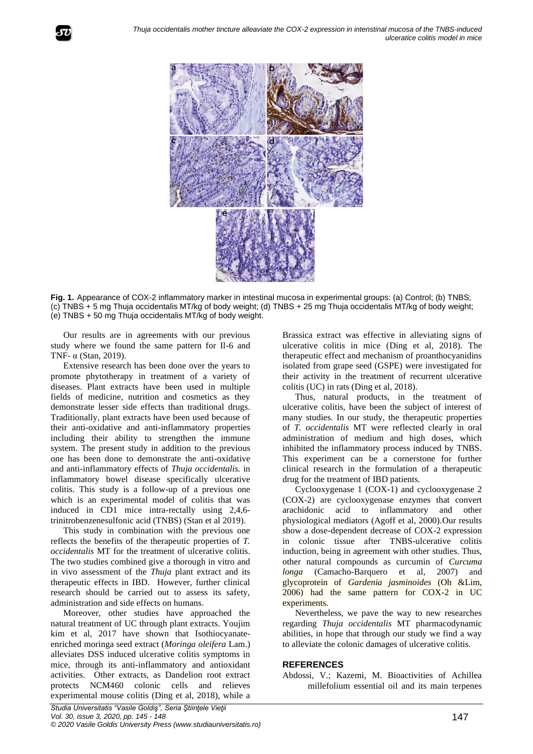**Fig. 1.** Appearance of COX-2 inflammatory marker in intestinal mucosa in experimental groups: (a) Control; (b) TNBS; (c) TNBS + 5 mg Thuja occidentalis MT/kg of body weight; (d) TNBS + 25 mg Thuja occidentalis MT/kg of body weight; (e) TNBS + 50 mg Thuja occidentalis MT/kg of body weight.

Our results are in agreements with our previous study where we found the same pattern for Il-6 and TNF- α (Stan, 2019).

Extensive research has been done over the years to promote phytotherapy in treatment of a variety of diseases. Plant extracts have been used in multiple fields of medicine, nutrition and cosmetics as they demonstrate lesser side effects than traditional drugs. Traditionally, plant extracts have been used because of their anti-oxidative and anti-inflammatory properties including their ability to strengthen the immune system. The present study in addition to the previous one has been done to demonstrate the anti-oxidative and anti-inflammatory effects of *Thuja occidentalis.* in inflammatory bowel disease specifically ulcerative colitis. This study is a follow-up of a previous one which is an experimental model of colitis that was induced in CD1 mice intra-rectally using 2,4,6-trinitrobenzenesulfonic acid (TNBS) (Stan et al 2019).

This study in combination with the previous one reflects the benefits of the therapeutic properties of *T. occidentalis* MT for the treatment of ulcerative colitis. The two studies combined give a thorough in vitro and in vivo assessment of the *Thuja* plant extract and its therapeutic effects in IBD. However, further clinical research should be carried out to assess its safety, administration and side effects on humans.

Moreover, other studies have approached the natural treatment of UC through plant extracts. Youjim kim et al, 2017 have shown that Isothiocyanate-enriched moringa seed extract (*Moringa oleifera* Lam.) alleviates DSS induced ulcerative colitis symptoms in mice, through its anti-inflammatory and antioxidant activities. Other extracts, as Dandelion root extract protects NCM460 colonic cells and relieves experimental mouse colitis (Ding et al, 2018), while a Brassica extract was effective in alleviating signs of ulcerative colitis in mice (Ding et al, 2018). The therapeutic effect and mechanism of proanthocyanidins isolated from grape seed (GSPE) were investigated for their activity in the treatment of recurrent ulcerative colitis (UC) in rats (Ding et al, 2018).

Thus, natural products, in the treatment of ulcerative colitis, have been the subject of interest of many studies. In our study, the therapeutic properties of *T. occidentalis* MT were reflected clearly in oral administration of medium and high doses, which inhibited the inflammatory process induced by TNBS. This experiment can be a cornerstone for further clinical research in the formulation of a therapeutic drug for the treatment of IBD patients.

Cyclooxygenase 1 (COX-1) and cyclooxygenase 2 (COX-2) are cyclooxygenase enzymes that convert arachidonic acid to inflammatory and other physiological mediators (Agoff et al, 2000).Our results show a dose-dependent decrease of COX-2 expression in colonic tissue after TNBS-ulcerative colitis induction, being in agreement with other studies. Thus, other natural compounds as curcumin of *Curcuma longa* (Camacho-Barquero et al, 2007) and glycoprotein of *Gardenia jasminoides* (Oh &Lim, 2006) had the same pattern for COX-2 in UC experiments.

Nevertheless, we pave the way to new researches regarding *Thuja occidentalis* MT pharmacodynamic abilities, in hope that through our study we find a way to alleviate the colonic damages of ulcerative colitis.

## REFERENCES

Abdossi, V.; Kazemi, M. Bioactivities of Achillea millefolium essential oil and its main terpenes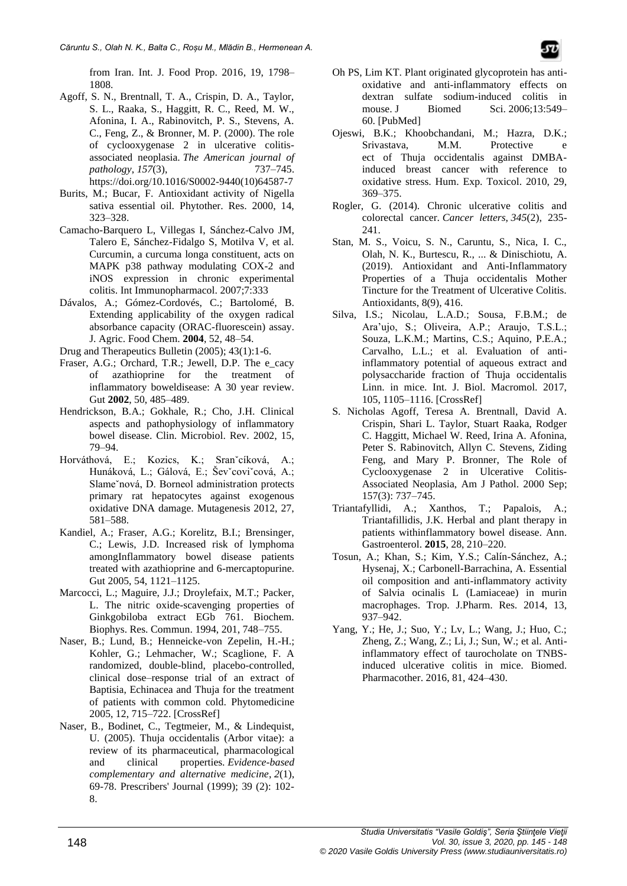from Iran. Int. J. Food Prop. 2016, 19, 1798–1808.

Agoff, S. N., Brentnall, T. A., Crispin, D. A., Taylor, S. L., Raaka, S., Haggitt, R. C., Reed, M. W., Afonina, I. A., Rabinovitch, P. S., Stevens, A. C., Feng, Z., & Bronner, M. P. (2000). The role of cyclooxygenase 2 in ulcerative colitis-associated neoplasia. *The American journal of pathology*, *157*(3), 737–745. https://doi.org/10.1016/S0002-9440(10)64587-7

Burits, M.; Bucar, F. Antioxidant activity of Nigella sativa essential oil. Phytother. Res. 2000, 14, 323–328.

Camacho-Barquero L, Villegas I, Sánchez-Calvo JM, Talero E, Sánchez-Fidalgo S, Motilva V, et al. Curcumin, a curcuma longa constituent, acts on MAPK p38 pathway modulating COX-2 and iNOS expression in chronic experimental colitis. Int Immunopharmacol. 2007;7:333

Dávalos, A.; Gómez-Cordovés, C.; Bartolomé, B. Extending applicability of the oxygen radical absorbance capacity (ORAC-fluorescein) assay. J. Agric. Food Chem. **2004**, 52, 48–54.

Drug and Therapeutics Bulletin (2005); 43(1):1-6.

Fraser, A.G.; Orchard, T.R.; Jewell, D.P. The e_cacy of azathioprine for the treatment of inflammatory boweldisease: A 30 year review. Gut **2002**, 50, 485–489.

Hendrickson, B.A.; Gokhale, R.; Cho, J.H. Clinical aspects and pathophysiology of inflammatory bowel disease. Clin. Microbiol. Rev. 2002, 15, 79–94.

Horváthová, E.; Kozics, K.; Sranˇcíková, A.; Hunáková, L.; Gálová, E.; Ševˇcoviˇcová, A.; Slameˇnová, D. Borneol administration protects primary rat hepatocytes against exogenous oxidative DNA damage. Mutagenesis 2012, 27, 581–588.

Kandiel, A.; Fraser, A.G.; Korelitz, B.I.; Brensinger, C.; Lewis, J.D. Increased risk of lymphoma amongInflammatory bowel disease patients treated with azathioprine and 6-mercaptopurine. Gut 2005, 54, 1121–1125.

Marcocci, L.; Maguire, J.J.; Droylefaix, M.T.; Packer, L. The nitric oxide-scavenging properties of Ginkgobiloba extract EGb 761. Biochem. Biophys. Res. Commun. 1994, 201, 748–755.

Naser, B.; Lund, B.; Henneicke-von Zepelin, H.-H.; Kohler, G.; Lehmacher, W.; Scaglione, F. A randomized, double-blind, placebo-controlled, clinical dose–response trial of an extract of Baptisia, Echinacea and Thuja for the treatment of patients with common cold. Phytomedicine 2005, 12, 715–722. [CrossRef]

Naser, B., Bodinet, C., Tegtmeier, M., & Lindequist, U. (2005). Thuja occidentalis (Arbor vitae): a review of its pharmaceutical, pharmacological and clinical properties. *Evidence-based complementary and alternative medicine*, *2*(1), 69-78. Prescribers' Journal (1999); 39 (2): 102-8.

Oh PS, Lim KT. Plant originated glycoprotein has anti-oxidative and anti-inflammatory effects on dextran sulfate sodium-induced colitis in mouse. J Biomed Sci. 2006;13:549–60. [PubMed]

Ojeswi, B.K.; Khoobchandani, M.; Hazra, D.K.; Srivastava, M.M. Protective e ect of Thuja occidentalis against DMBA-induced breast cancer with reference to oxidative stress. Hum. Exp. Toxicol. 2010, 29, 369–375.

Rogler, G. (2014). Chronic ulcerative colitis and colorectal cancer. *Cancer letters*, *345*(2), 235-241.

Stan, M. S., Voicu, S. N., Caruntu, S., Nica, I. C., Olah, N. K., Burtescu, R., ... & Dinischiotu, A. (2019). Antioxidant and Anti-Inflammatory Properties of a Thuja occidentalis Mother Tincture for the Treatment of Ulcerative Colitis. Antioxidants, 8(9), 416.

Silva, I.S.; Nicolau, L.A.D.; Sousa, F.B.M.; de Ara'ujo, S.; Oliveira, A.P.; Araujo, T.S.L.; Souza, L.K.M.; Martins, C.S.; Aquino, P.E.A.; Carvalho, L.L.; et al. Evaluation of anti-inflammatory potential of aqueous extract and polysaccharide fraction of Thuja occidentalis Linn. in mice. Int. J. Biol. Macromol. 2017, 105, 1105–1116. [CrossRef]

S. Nicholas Agoff, Teresa A. Brentnall, David A. Crispin, Shari L. Taylor, Stuart Raaka, Rodger C. Haggitt, Michael W. Reed, Irina A. Afonina, Peter S. Rabinovitch, Allyn C. Stevens, Ziding Feng, and Mary P. Bronner, The Role of Cyclooxygenase 2 in Ulcerative Colitis-Associated Neoplasia, Am J Pathol. 2000 Sep; 157(3): 737–745.

Triantafyllidi, A.; Xanthos, T.; Papalois, A.; Triantafillidis, J.K. Herbal and plant therapy in patients withinflammatory bowel disease. Ann. Gastroenterol. **2015**, 28, 210–220.

Tosun, A.; Khan, S.; Kim, Y.S.; Calín-Sánchez, A.; Hysenaj, X.; Carbonell-Barrachina, A. Essential oil composition and anti-inflammatory activity of Salvia ocinalis L (Lamiaceae) in murin macrophages. Trop. J.Pharm. Res. 2014, 13, 937–942.

Yang, Y.; He, J.; Suo, Y.; Lv, L.; Wang, J.; Huo, C.; Zheng, Z.; Wang, Z.; Li, J.; Sun, W.; et al. Anti-inflammatory effect of taurocholate on TNBS-induced ulcerative colitis in mice. Biomed. Pharmacother. 2016, 81, 424–430.